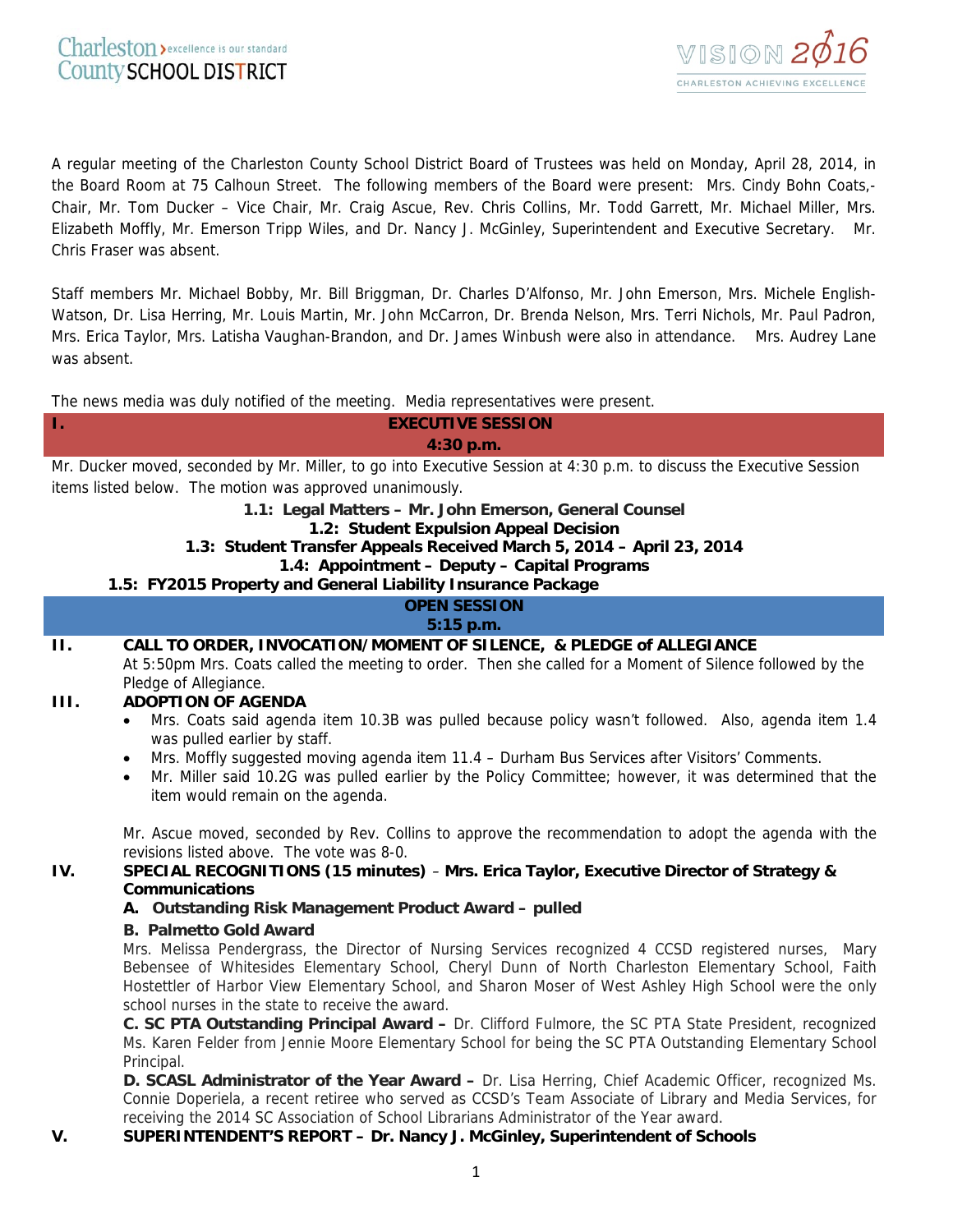Charleston County SCHOOL DISTRICT — excellence is our standard

VISION 2016 — CHARLESTON ACHIEVING EXCELLENCE

A regular meeting of the Charleston County School District Board of Trustees was held on Monday, April 28, 2014, in the Board Room at 75 Calhoun Street. The following members of the Board were present: Mrs. Cindy Bohn Coats,- Chair, Mr. Tom Ducker – Vice Chair, Mr. Craig Ascue, Rev. Chris Collins, Mr. Todd Garrett, Mr. Michael Miller, Mrs. Elizabeth Moffly, Mr. Emerson Tripp Wiles, and Dr. Nancy J. McGinley, Superintendent and Executive Secretary. Mr. Chris Fraser was absent.

Staff members Mr. Michael Bobby, Mr. Bill Briggman, Dr. Charles D'Alfonso, Mr. John Emerson, Mrs. Michele English-Watson, Dr. Lisa Herring, Mr. Louis Martin, Mr. John McCarron, Dr. Brenda Nelson, Mrs. Terri Nichols, Mr. Paul Padron, Mrs. Erica Taylor, Mrs. Latisha Vaughan-Brandon, and Dr. James Winbush were also in attendance. Mrs. Audrey Lane was absent.

The news media was duly notified of the meeting. Media representatives were present.

## I. EXECUTIVE SESSION
**4:30 p.m.**

Mr. Ducker moved, seconded by Mr. Miller, to go into Executive Session at 4:30 p.m. to discuss the Executive Session items listed below. The motion was approved unanimously.

**1.1: Legal Matters – Mr. John Emerson, General Counsel**
**1.2: Student Expulsion Appeal Decision**
**1.3: Student Transfer Appeals Received March 5, 2014 – April 23, 2014**
**1.4: Appointment – Deputy – Capital Programs**
**1.5: FY2015 Property and General Liability Insurance Package**

## OPEN SESSION
**5:15 p.m.**

## II. CALL TO ORDER, INVOCATION/MOMENT OF SILENCE, & PLEDGE of ALLEGIANCE

At 5:50pm Mrs. Coats called the meeting to order. Then she called for a Moment of Silence followed by the Pledge of Allegiance.

## III. ADOPTION OF AGENDA

- Mrs. Coats said agenda item 10.3B was pulled because policy wasn't followed. Also, agenda item 1.4 was pulled earlier by staff.
- Mrs. Moffly suggested moving agenda item 11.4 – Durham Bus Services after Visitors' Comments.
- Mr. Miller said 10.2G was pulled earlier by the Policy Committee; however, it was determined that the item would remain on the agenda.

Mr. Ascue moved, seconded by Rev. Collins to approve the recommendation to adopt the agenda with the revisions listed above. The vote was 8-0.

## IV. SPECIAL RECOGNITIONS (15 minutes) – Mrs. Erica Taylor, Executive Director of Strategy & Communications

**A. Outstanding Risk Management Product Award – pulled**

**B. Palmetto Gold Award**

Mrs. Melissa Pendergrass, the Director of Nursing Services recognized 4 CCSD registered nurses, Mary Bebensee of Whitesides Elementary School, Cheryl Dunn of North Charleston Elementary School, Faith Hostettler of Harbor View Elementary School, and Sharon Moser of West Ashley High School were the only school nurses in the state to receive the award.

**C. SC PTA Outstanding Principal Award –** Dr. Clifford Fulmore, the SC PTA State President, recognized Ms. Karen Felder from Jennie Moore Elementary School for being the SC PTA Outstanding Elementary School Principal.

**D. SCASL Administrator of the Year Award –** Dr. Lisa Herring, Chief Academic Officer, recognized Ms. Connie Doperiela, a recent retiree who served as CCSD's Team Associate of Library and Media Services, for receiving the 2014 SC Association of School Librarians Administrator of the Year award.

## V. SUPERINTENDENT'S REPORT – Dr. Nancy J. McGinley, Superintendent of Schools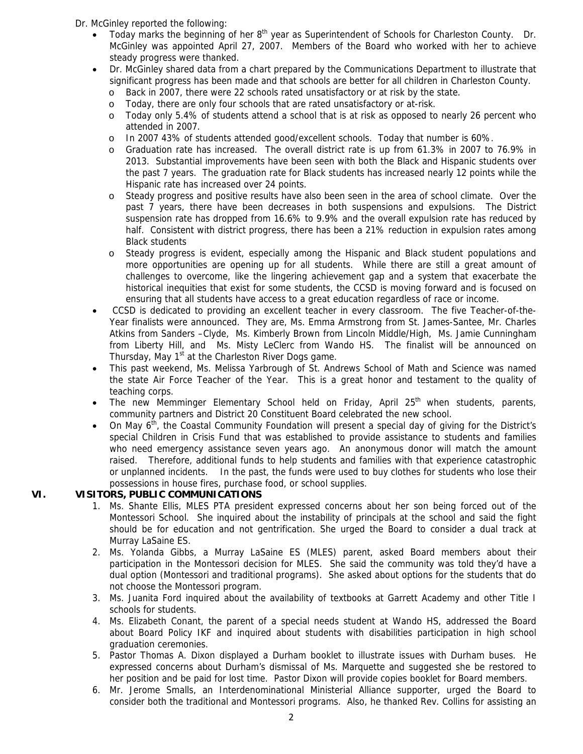Dr. McGinley reported the following:

- Today marks the beginning of her 8th year as Superintendent of Schools for Charleston County. Dr. McGinley was appointed April 27, 2007. Members of the Board who worked with her to achieve steady progress were thanked.
- Dr. McGinley shared data from a chart prepared by the Communications Department to illustrate that significant progress has been made and that schools are better for all children in Charleston County.
  - Back in 2007, there were 22 schools rated unsatisfactory or at risk by the state.
  - Today, there are only four schools that are rated unsatisfactory or at-risk.
  - Today only 5.4% of students attend a school that is at risk as opposed to nearly 26 percent who attended in 2007.
  - In 2007 43% of students attended good/excellent schools. Today that number is 60%.
  - Graduation rate has increased. The overall district rate is up from 61.3% in 2007 to 76.9% in 2013. Substantial improvements have been seen with both the Black and Hispanic students over the past 7 years. The graduation rate for Black students has increased nearly 12 points while the Hispanic rate has increased over 24 points.
  - Steady progress and positive results have also been seen in the area of school climate. Over the past 7 years, there have been decreases in both suspensions and expulsions. The District suspension rate has dropped from 16.6% to 9.9% and the overall expulsion rate has reduced by half. Consistent with district progress, there has been a 21% reduction in expulsion rates among Black students
  - Steady progress is evident, especially among the Hispanic and Black student populations and more opportunities are opening up for all students. While there are still a great amount of challenges to overcome, like the lingering achievement gap and a system that exacerbate the historical inequities that exist for some students, the CCSD is moving forward and is focused on ensuring that all students have access to a great education regardless of race or income.
- CCSD is dedicated to providing an excellent teacher in every classroom. The five Teacher-of-the-Year finalists were announced. They are, Ms. Emma Armstrong from St. James-Santee, Mr. Charles Atkins from Sanders –Clyde, Ms. Kimberly Brown from Lincoln Middle/High, Ms. Jamie Cunningham from Liberty Hill, and Ms. Misty LeClerc from Wando HS. The finalist will be announced on Thursday, May 1st at the Charleston River Dogs game.
- This past weekend, Ms. Melissa Yarbrough of St. Andrews School of Math and Science was named the state Air Force Teacher of the Year. This is a great honor and testament to the quality of teaching corps.
- The new Memminger Elementary School held on Friday, April 25th when students, parents, community partners and District 20 Constituent Board celebrated the new school.
- On May 6th, the Coastal Community Foundation will present a special day of giving for the District's special Children in Crisis Fund that was established to provide assistance to students and families who need emergency assistance seven years ago. An anonymous donor will match the amount raised. Therefore, additional funds to help students and families with that experience catastrophic or unplanned incidents. In the past, the funds were used to buy clothes for students who lose their possessions in house fires, purchase food, or school supplies.

## VI. VISITORS, PUBLIC COMMUNICATIONS

1. Ms. Shante Ellis, MLES PTA president expressed concerns about her son being forced out of the Montessori School. She inquired about the instability of principals at the school and said the fight should be for education and not gentrification. She urged the Board to consider a dual track at Murray LaSaine ES.
2. Ms. Yolanda Gibbs, a Murray LaSaine ES (MLES) parent, asked Board members about their participation in the Montessori decision for MLES. She said the community was told they'd have a dual option (Montessori and traditional programs). She asked about options for the students that do not choose the Montessori program.
3. Ms. Juanita Ford inquired about the availability of textbooks at Garrett Academy and other Title I schools for students.
4. Ms. Elizabeth Conant, the parent of a special needs student at Wando HS, addressed the Board about Board Policy IKF and inquired about students with disabilities participation in high school graduation ceremonies.
5. Pastor Thomas A. Dixon displayed a Durham booklet to illustrate issues with Durham buses. He expressed concerns about Durham's dismissal of Ms. Marquette and suggested she be restored to her position and be paid for lost time. Pastor Dixon will provide copies booklet for Board members.
6. Mr. Jerome Smalls, an Interdenominational Ministerial Alliance supporter, urged the Board to consider both the traditional and Montessori programs. Also, he thanked Rev. Collins for assisting an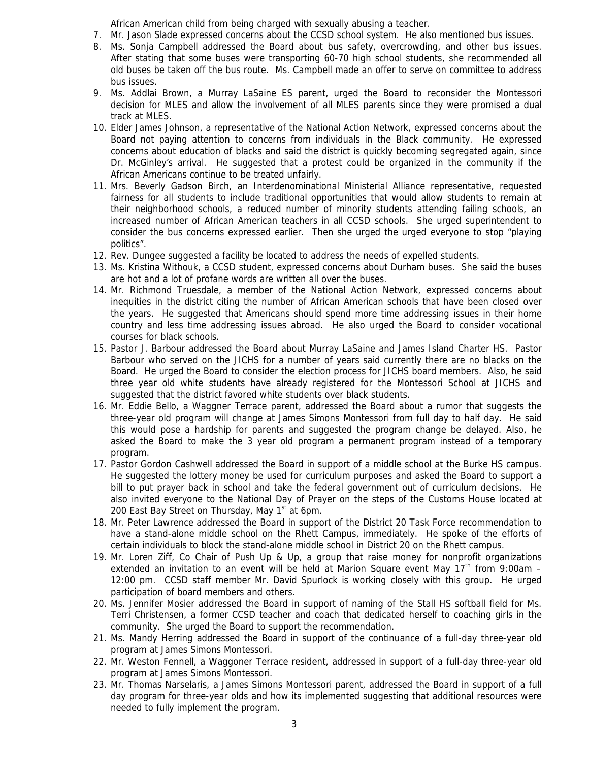African American child from being charged with sexually abusing a teacher.

7. Mr. Jason Slade expressed concerns about the CCSD school system. He also mentioned bus issues.
8. Ms. Sonja Campbell addressed the Board about bus safety, overcrowding, and other bus issues. After stating that some buses were transporting 60-70 high school students, she recommended all old buses be taken off the bus route. Ms. Campbell made an offer to serve on committee to address bus issues.
9. Ms. Addlai Brown, a Murray LaSaine ES parent, urged the Board to reconsider the Montessori decision for MLES and allow the involvement of all MLES parents since they were promised a dual track at MLES.
10. Elder James Johnson, a representative of the National Action Network, expressed concerns about the Board not paying attention to concerns from individuals in the Black community. He expressed concerns about education of blacks and said the district is quickly becoming segregated again, since Dr. McGinley's arrival. He suggested that a protest could be organized in the community if the African Americans continue to be treated unfairly.
11. Mrs. Beverly Gadson Birch, an Interdenominational Ministerial Alliance representative, requested fairness for all students to include traditional opportunities that would allow students to remain at their neighborhood schools, a reduced number of minority students attending failing schools, an increased number of African American teachers in all CCSD schools. She urged superintendent to consider the bus concerns expressed earlier. Then she urged the urged everyone to stop "playing politics".
12. Rev. Dungee suggested a facility be located to address the needs of expelled students.
13. Ms. Kristina Withouk, a CCSD student, expressed concerns about Durham buses. She said the buses are hot and a lot of profane words are written all over the buses.
14. Mr. Richmond Truesdale, a member of the National Action Network, expressed concerns about inequities in the district citing the number of African American schools that have been closed over the years. He suggested that Americans should spend more time addressing issues in their home country and less time addressing issues abroad. He also urged the Board to consider vocational courses for black schools.
15. Pastor J. Barbour addressed the Board about Murray LaSaine and James Island Charter HS. Pastor Barbour who served on the JICHS for a number of years said currently there are no blacks on the Board. He urged the Board to consider the election process for JICHS board members. Also, he said three year old white students have already registered for the Montessori School at JICHS and suggested that the district favored white students over black students.
16. Mr. Eddie Bello, a Waggner Terrace parent, addressed the Board about a rumor that suggests the three-year old program will change at James Simons Montessori from full day to half day. He said this would pose a hardship for parents and suggested the program change be delayed. Also, he asked the Board to make the 3 year old program a permanent program instead of a temporary program.
17. Pastor Gordon Cashwell addressed the Board in support of a middle school at the Burke HS campus. He suggested the lottery money be used for curriculum purposes and asked the Board to support a bill to put prayer back in school and take the federal government out of curriculum decisions. He also invited everyone to the National Day of Prayer on the steps of the Customs House located at 200 East Bay Street on Thursday, May 1st at 6pm.
18. Mr. Peter Lawrence addressed the Board in support of the District 20 Task Force recommendation to have a stand-alone middle school on the Rhett Campus, immediately. He spoke of the efforts of certain individuals to block the stand-alone middle school in District 20 on the Rhett campus.
19. Mr. Loren Ziff, Co Chair of Push Up & Up, a group that raise money for nonprofit organizations extended an invitation to an event will be held at Marion Square event May 17th from 9:00am – 12:00 pm. CCSD staff member Mr. David Spurlock is working closely with this group. He urged participation of board members and others.
20. Ms. Jennifer Mosier addressed the Board in support of naming of the Stall HS softball field for Ms. Terri Christensen, a former CCSD teacher and coach that dedicated herself to coaching girls in the community. She urged the Board to support the recommendation.
21. Ms. Mandy Herring addressed the Board in support of the continuance of a full-day three-year old program at James Simons Montessori.
22. Mr. Weston Fennell, a Waggoner Terrace resident, addressed in support of a full-day three-year old program at James Simons Montessori.
23. Mr. Thomas Narselaris, a James Simons Montessori parent, addressed the Board in support of a full day program for three-year olds and how its implemented suggesting that additional resources were needed to fully implement the program.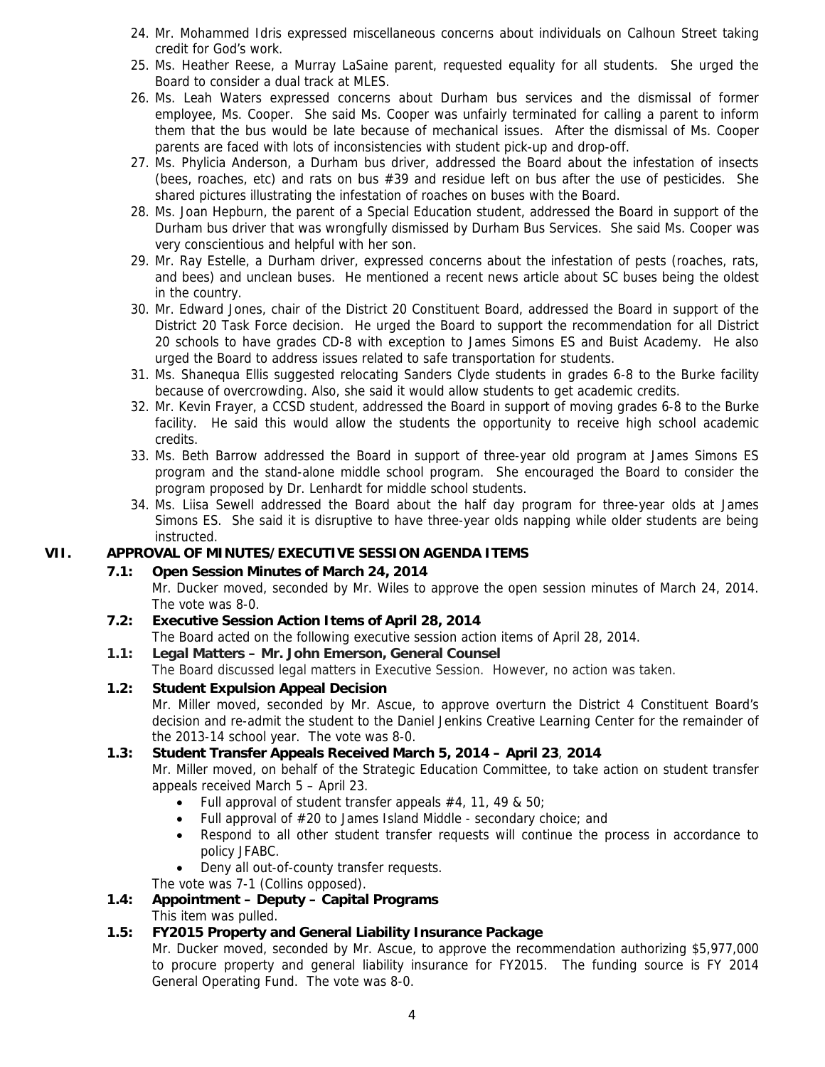24. Mr. Mohammed Idris expressed miscellaneous concerns about individuals on Calhoun Street taking credit for God's work.
25. Ms. Heather Reese, a Murray LaSaine parent, requested equality for all students. She urged the Board to consider a dual track at MLES.
26. Ms. Leah Waters expressed concerns about Durham bus services and the dismissal of former employee, Ms. Cooper. She said Ms. Cooper was unfairly terminated for calling a parent to inform them that the bus would be late because of mechanical issues. After the dismissal of Ms. Cooper parents are faced with lots of inconsistencies with student pick-up and drop-off.
27. Ms. Phylicia Anderson, a Durham bus driver, addressed the Board about the infestation of insects (bees, roaches, etc) and rats on bus #39 and residue left on bus after the use of pesticides. She shared pictures illustrating the infestation of roaches on buses with the Board.
28. Ms. Joan Hepburn, the parent of a Special Education student, addressed the Board in support of the Durham bus driver that was wrongfully dismissed by Durham Bus Services. She said Ms. Cooper was very conscientious and helpful with her son.
29. Mr. Ray Estelle, a Durham driver, expressed concerns about the infestation of pests (roaches, rats, and bees) and unclean buses. He mentioned a recent news article about SC buses being the oldest in the country.
30. Mr. Edward Jones, chair of the District 20 Constituent Board, addressed the Board in support of the District 20 Task Force decision. He urged the Board to support the recommendation for all District 20 schools to have grades CD-8 with exception to James Simons ES and Buist Academy. He also urged the Board to address issues related to safe transportation for students.
31. Ms. Shanequa Ellis suggested relocating Sanders Clyde students in grades 6-8 to the Burke facility because of overcrowding. Also, she said it would allow students to get academic credits.
32. Mr. Kevin Frayer, a CCSD student, addressed the Board in support of moving grades 6-8 to the Burke facility. He said this would allow the students the opportunity to receive high school academic credits.
33. Ms. Beth Barrow addressed the Board in support of three-year old program at James Simons ES program and the stand-alone middle school program. She encouraged the Board to consider the program proposed by Dr. Lenhardt for middle school students.
34. Ms. Liisa Sewell addressed the Board about the half day program for three-year olds at James Simons ES. She said it is disruptive to have three-year olds napping while older students are being instructed.

## VII. APPROVAL OF MINUTES/EXECUTIVE SESSION AGENDA ITEMS

**7.1: Open Session Minutes of March 24, 2014**

Mr. Ducker moved, seconded by Mr. Wiles to approve the open session minutes of March 24, 2014. The vote was 8-0.

**7.2: Executive Session Action Items of April 28, 2014**

The Board acted on the following executive session action items of April 28, 2014.

**1.1: Legal Matters – Mr. John Emerson, General Counsel**

The Board discussed legal matters in Executive Session. However, no action was taken.

**1.2: Student Expulsion Appeal Decision**

Mr. Miller moved, seconded by Mr. Ascue, to approve overturn the District 4 Constituent Board's decision and re-admit the student to the Daniel Jenkins Creative Learning Center for the remainder of the 2013-14 school year. The vote was 8-0.

**1.3: Student Transfer Appeals Received March 5, 2014 – April 23, 2014**

Mr. Miller moved, on behalf of the Strategic Education Committee, to take action on student transfer appeals received March 5 – April 23.

- Full approval of student transfer appeals #4, 11, 49 & 50;
- Full approval of #20 to James Island Middle - secondary choice; and
- Respond to all other student transfer requests will continue the process in accordance to policy JFABC.
- Deny all out-of-county transfer requests.

The vote was 7-1 (Collins opposed).

**1.4: Appointment – Deputy – Capital Programs**

This item was pulled.

**1.5: FY2015 Property and General Liability Insurance Package**

Mr. Ducker moved, seconded by Mr. Ascue, to approve the recommendation authorizing $5,977,000 to procure property and general liability insurance for FY2015. The funding source is FY 2014 General Operating Fund. The vote was 8-0.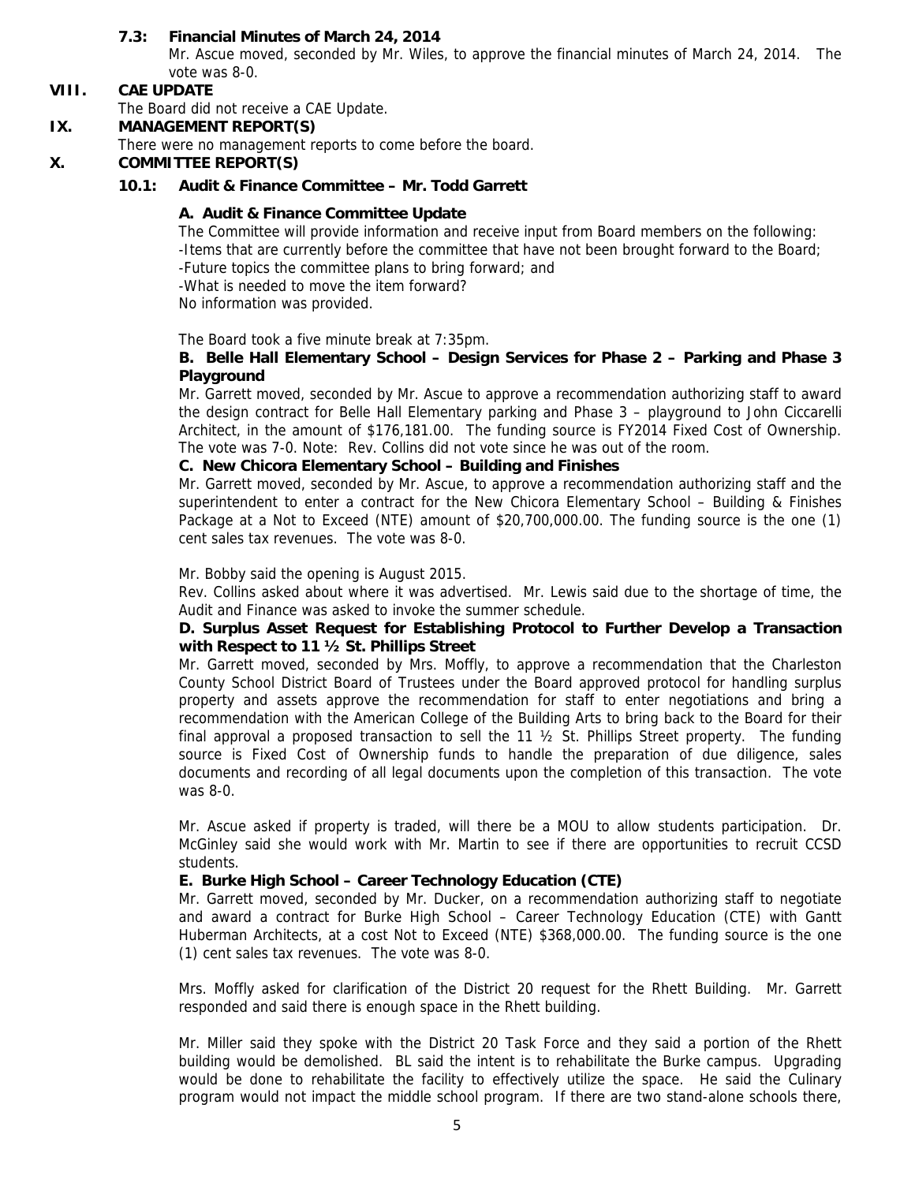**7.3: Financial Minutes of March 24, 2014**

Mr. Ascue moved, seconded by Mr. Wiles, to approve the financial minutes of March 24, 2014. The vote was 8-0.

## VIII. CAE UPDATE

The Board did not receive a CAE Update.

## IX. MANAGEMENT REPORT(S)

There were no management reports to come before the board.

## X. COMMITTEE REPORT(S)

### 10.1: Audit & Finance Committee – Mr. Todd Garrett

**A. Audit & Finance Committee Update**

The Committee will provide information and receive input from Board members on the following:
-Items that are currently before the committee that have not been brought forward to the Board;
-Future topics the committee plans to bring forward; and
-What is needed to move the item forward?
No information was provided.

The Board took a five minute break at 7:35pm.

**B. Belle Hall Elementary School – Design Services for Phase 2 – Parking and Phase 3 Playground**

Mr. Garrett moved, seconded by Mr. Ascue to approve a recommendation authorizing staff to award the design contract for Belle Hall Elementary parking and Phase 3 – playground to John Ciccarelli Architect, in the amount of $176,181.00. The funding source is FY2014 Fixed Cost of Ownership. The vote was 7-0. Note: Rev. Collins did not vote since he was out of the room.

**C. New Chicora Elementary School – Building and Finishes**

Mr. Garrett moved, seconded by Mr. Ascue, to approve a recommendation authorizing staff and the superintendent to enter a contract for the New Chicora Elementary School – Building & Finishes Package at a Not to Exceed (NTE) amount of $20,700,000.00. The funding source is the one (1) cent sales tax revenues. The vote was 8-0.

Mr. Bobby said the opening is August 2015.

Rev. Collins asked about where it was advertised. Mr. Lewis said due to the shortage of time, the Audit and Finance was asked to invoke the summer schedule.

**D. Surplus Asset Request for Establishing Protocol to Further Develop a Transaction with Respect to 11 ½ St. Phillips Street**

Mr. Garrett moved, seconded by Mrs. Moffly, to approve a recommendation that the Charleston County School District Board of Trustees under the Board approved protocol for handling surplus property and assets approve the recommendation for staff to enter negotiations and bring a recommendation with the American College of the Building Arts to bring back to the Board for their final approval a proposed transaction to sell the 11 ½ St. Phillips Street property. The funding source is Fixed Cost of Ownership funds to handle the preparation of due diligence, sales documents and recording of all legal documents upon the completion of this transaction. The vote was 8-0.

Mr. Ascue asked if property is traded, will there be a MOU to allow students participation. Dr. McGinley said she would work with Mr. Martin to see if there are opportunities to recruit CCSD students.

**E. Burke High School – Career Technology Education (CTE)**

Mr. Garrett moved, seconded by Mr. Ducker, on a recommendation authorizing staff to negotiate and award a contract for Burke High School – Career Technology Education (CTE) with Gantt Huberman Architects, at a cost Not to Exceed (NTE) $368,000.00. The funding source is the one (1) cent sales tax revenues. The vote was 8-0.

Mrs. Moffly asked for clarification of the District 20 request for the Rhett Building. Mr. Garrett responded and said there is enough space in the Rhett building.

Mr. Miller said they spoke with the District 20 Task Force and they said a portion of the Rhett building would be demolished. BL said the intent is to rehabilitate the Burke campus. Upgrading would be done to rehabilitate the facility to effectively utilize the space. He said the Culinary program would not impact the middle school program. If there are two stand-alone schools there,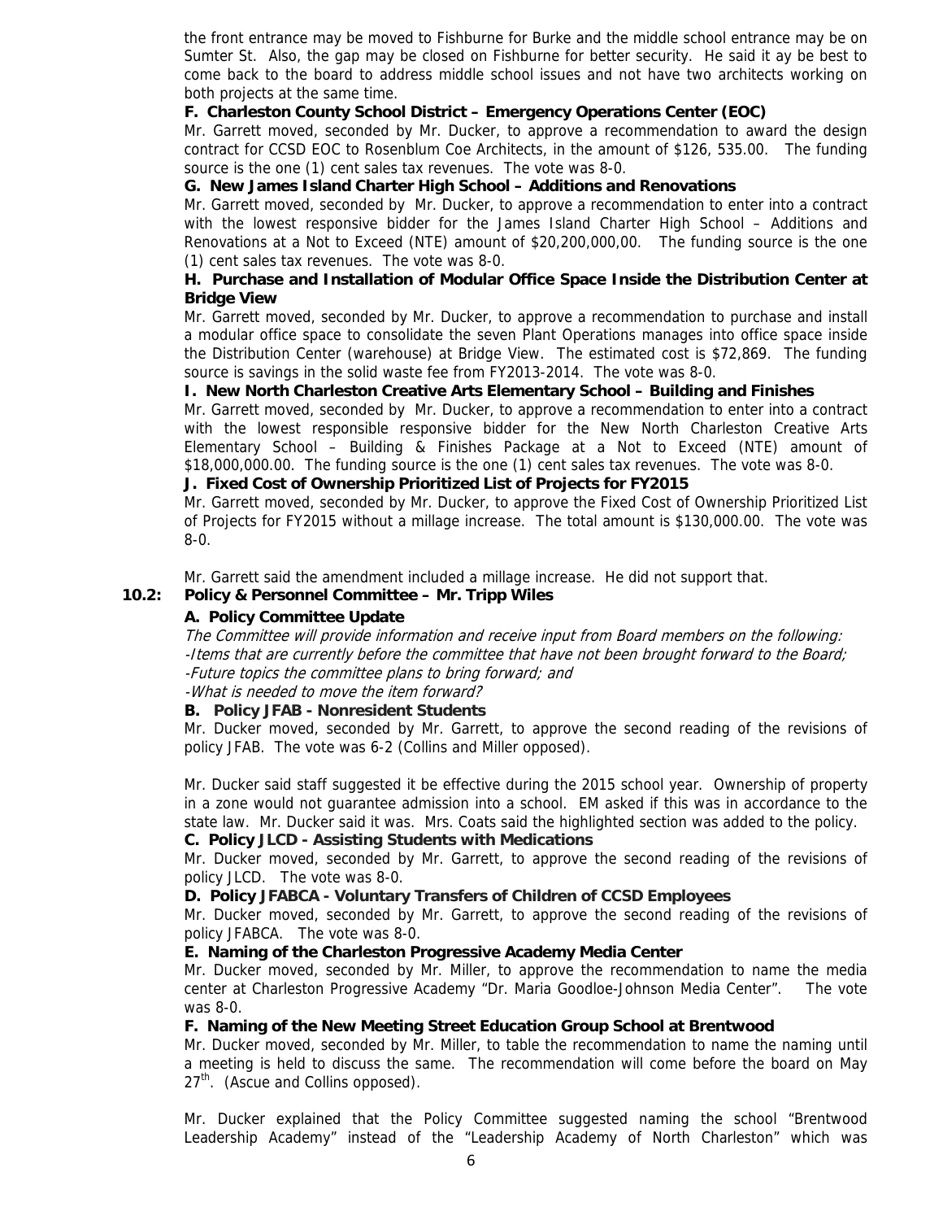the front entrance may be moved to Fishburne for Burke and the middle school entrance may be on Sumter St. Also, the gap may be closed on Fishburne for better security. He said it ay be best to come back to the board to address middle school issues and not have two architects working on both projects at the same time.

**F. Charleston County School District – Emergency Operations Center (EOC)**

Mr. Garrett moved, seconded by Mr. Ducker, to approve a recommendation to award the design contract for CCSD EOC to Rosenblum Coe Architects, in the amount of $126, 535.00. The funding source is the one (1) cent sales tax revenues. The vote was 8-0.

**G. New James Island Charter High School – Additions and Renovations**

Mr. Garrett moved, seconded by Mr. Ducker, to approve a recommendation to enter into a contract with the lowest responsive bidder for the James Island Charter High School – Additions and Renovations at a Not to Exceed (NTE) amount of $20,200,000,00. The funding source is the one (1) cent sales tax revenues. The vote was 8-0.

**H. Purchase and Installation of Modular Office Space Inside the Distribution Center at Bridge View**

Mr. Garrett moved, seconded by Mr. Ducker, to approve a recommendation to purchase and install a modular office space to consolidate the seven Plant Operations manages into office space inside the Distribution Center (warehouse) at Bridge View. The estimated cost is $72,869. The funding source is savings in the solid waste fee from FY2013-2014. The vote was 8-0.

**I. New North Charleston Creative Arts Elementary School – Building and Finishes**

Mr. Garrett moved, seconded by Mr. Ducker, to approve a recommendation to enter into a contract with the lowest responsible responsive bidder for the New North Charleston Creative Arts Elementary School – Building & Finishes Package at a Not to Exceed (NTE) amount of $18,000,000.00. The funding source is the one (1) cent sales tax revenues. The vote was 8-0.

**J. Fixed Cost of Ownership Prioritized List of Projects for FY2015**

Mr. Garrett moved, seconded by Mr. Ducker, to approve the Fixed Cost of Ownership Prioritized List of Projects for FY2015 without a millage increase. The total amount is $130,000.00. The vote was 8-0.

Mr. Garrett said the amendment included a millage increase. He did not support that.

**10.2: Policy & Personnel Committee – Mr. Tripp Wiles**

**A. Policy Committee Update**

*The Committee will provide information and receive input from Board members on the following:*
*-Items that are currently before the committee that have not been brought forward to the Board;*
*-Future topics the committee plans to bring forward; and*
*-What is needed to move the item forward?*

**B. Policy JFAB - Nonresident Students**

Mr. Ducker moved, seconded by Mr. Garrett, to approve the second reading of the revisions of policy JFAB. The vote was 6-2 (Collins and Miller opposed).

Mr. Ducker said staff suggested it be effective during the 2015 school year. Ownership of property in a zone would not guarantee admission into a school. EM asked if this was in accordance to the state law. Mr. Ducker said it was. Mrs. Coats said the highlighted section was added to the policy.

**C. Policy JLCD - Assisting Students with Medications**

Mr. Ducker moved, seconded by Mr. Garrett, to approve the second reading of the revisions of policy JLCD. The vote was 8-0.

**D. Policy JFABCA - Voluntary Transfers of Children of CCSD Employees**

Mr. Ducker moved, seconded by Mr. Garrett, to approve the second reading of the revisions of policy JFABCA. The vote was 8-0.

**E. Naming of the Charleston Progressive Academy Media Center**

Mr. Ducker moved, seconded by Mr. Miller, to approve the recommendation to name the media center at Charleston Progressive Academy "Dr. Maria Goodloe-Johnson Media Center". The vote was 8-0.

**F. Naming of the New Meeting Street Education Group School at Brentwood**

Mr. Ducker moved, seconded by Mr. Miller, to table the recommendation to name the naming until a meeting is held to discuss the same. The recommendation will come before the board on May 27th. (Ascue and Collins opposed).

Mr. Ducker explained that the Policy Committee suggested naming the school "Brentwood Leadership Academy" instead of the "Leadership Academy of North Charleston" which was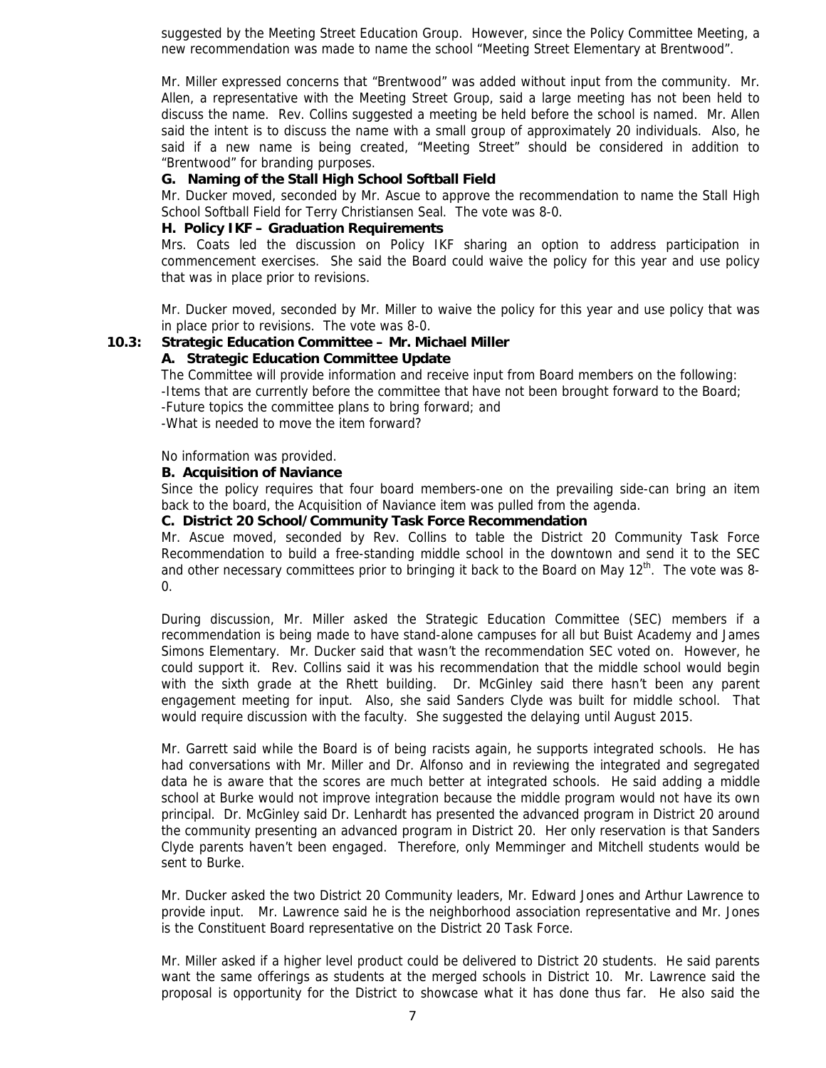suggested by the Meeting Street Education Group. However, since the Policy Committee Meeting, a new recommendation was made to name the school "Meeting Street Elementary at Brentwood".

Mr. Miller expressed concerns that "Brentwood" was added without input from the community. Mr. Allen, a representative with the Meeting Street Group, said a large meeting has not been held to discuss the name. Rev. Collins suggested a meeting be held before the school is named. Mr. Allen said the intent is to discuss the name with a small group of approximately 20 individuals. Also, he said if a new name is being created, "Meeting Street" should be considered in addition to "Brentwood" for branding purposes.

**G. Naming of the Stall High School Softball Field**

Mr. Ducker moved, seconded by Mr. Ascue to approve the recommendation to name the Stall High School Softball Field for Terry Christiansen Seal. The vote was 8-0.

**H. Policy IKF – Graduation Requirements**

Mrs. Coats led the discussion on Policy IKF sharing an option to address participation in commencement exercises. She said the Board could waive the policy for this year and use policy that was in place prior to revisions.

Mr. Ducker moved, seconded by Mr. Miller to waive the policy for this year and use policy that was in place prior to revisions. The vote was 8-0.

**10.3: Strategic Education Committee – Mr. Michael Miller**

**A. Strategic Education Committee Update**

The Committee will provide information and receive input from Board members on the following:
-Items that are currently before the committee that have not been brought forward to the Board;
-Future topics the committee plans to bring forward; and
-What is needed to move the item forward?

No information was provided.

**B. Acquisition of Naviance**

Since the policy requires that four board members-one on the prevailing side-can bring an item back to the board, the Acquisition of Naviance item was pulled from the agenda.

**C. District 20 School/Community Task Force Recommendation**

Mr. Ascue moved, seconded by Rev. Collins to table the District 20 Community Task Force Recommendation to build a free-standing middle school in the downtown and send it to the SEC and other necessary committees prior to bringing it back to the Board on May 12th. The vote was 8-0.

During discussion, Mr. Miller asked the Strategic Education Committee (SEC) members if a recommendation is being made to have stand-alone campuses for all but Buist Academy and James Simons Elementary. Mr. Ducker said that wasn't the recommendation SEC voted on. However, he could support it. Rev. Collins said it was his recommendation that the middle school would begin with the sixth grade at the Rhett building. Dr. McGinley said there hasn't been any parent engagement meeting for input. Also, she said Sanders Clyde was built for middle school. That would require discussion with the faculty. She suggested the delaying until August 2015.

Mr. Garrett said while the Board is of being racists again, he supports integrated schools. He has had conversations with Mr. Miller and Dr. Alfonso and in reviewing the integrated and segregated data he is aware that the scores are much better at integrated schools. He said adding a middle school at Burke would not improve integration because the middle program would not have its own principal. Dr. McGinley said Dr. Lenhardt has presented the advanced program in District 20 around the community presenting an advanced program in District 20. Her only reservation is that Sanders Clyde parents haven't been engaged. Therefore, only Memminger and Mitchell students would be sent to Burke.

Mr. Ducker asked the two District 20 Community leaders, Mr. Edward Jones and Arthur Lawrence to provide input. Mr. Lawrence said he is the neighborhood association representative and Mr. Jones is the Constituent Board representative on the District 20 Task Force.

Mr. Miller asked if a higher level product could be delivered to District 20 students. He said parents want the same offerings as students at the merged schools in District 10. Mr. Lawrence said the proposal is opportunity for the District to showcase what it has done thus far. He also said the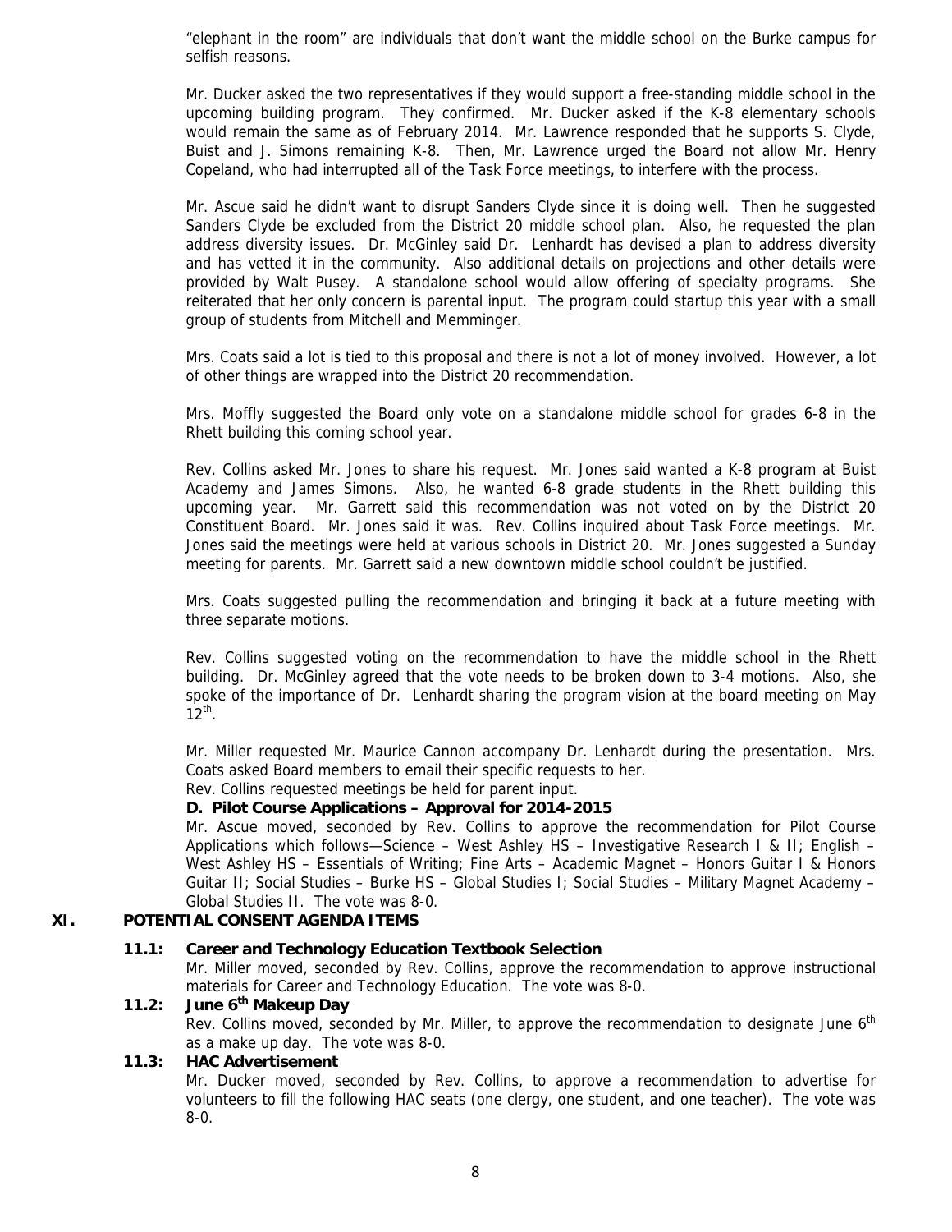"elephant in the room" are individuals that don't want the middle school on the Burke campus for selfish reasons.

Mr. Ducker asked the two representatives if they would support a free-standing middle school in the upcoming building program. They confirmed. Mr. Ducker asked if the K-8 elementary schools would remain the same as of February 2014. Mr. Lawrence responded that he supports S. Clyde, Buist and J. Simons remaining K-8. Then, Mr. Lawrence urged the Board not allow Mr. Henry Copeland, who had interrupted all of the Task Force meetings, to interfere with the process.

Mr. Ascue said he didn't want to disrupt Sanders Clyde since it is doing well. Then he suggested Sanders Clyde be excluded from the District 20 middle school plan. Also, he requested the plan address diversity issues. Dr. McGinley said Dr. Lenhardt has devised a plan to address diversity and has vetted it in the community. Also additional details on projections and other details were provided by Walt Pusey. A standalone school would allow offering of specialty programs. She reiterated that her only concern is parental input. The program could startup this year with a small group of students from Mitchell and Memminger.

Mrs. Coats said a lot is tied to this proposal and there is not a lot of money involved. However, a lot of other things are wrapped into the District 20 recommendation.

Mrs. Moffly suggested the Board only vote on a standalone middle school for grades 6-8 in the Rhett building this coming school year.

Rev. Collins asked Mr. Jones to share his request. Mr. Jones said wanted a K-8 program at Buist Academy and James Simons. Also, he wanted 6-8 grade students in the Rhett building this upcoming year. Mr. Garrett said this recommendation was not voted on by the District 20 Constituent Board. Mr. Jones said it was. Rev. Collins inquired about Task Force meetings. Mr. Jones said the meetings were held at various schools in District 20. Mr. Jones suggested a Sunday meeting for parents. Mr. Garrett said a new downtown middle school couldn't be justified.

Mrs. Coats suggested pulling the recommendation and bringing it back at a future meeting with three separate motions.

Rev. Collins suggested voting on the recommendation to have the middle school in the Rhett building. Dr. McGinley agreed that the vote needs to be broken down to 3-4 motions. Also, she spoke of the importance of Dr. Lenhardt sharing the program vision at the board meeting on May 12th.

Mr. Miller requested Mr. Maurice Cannon accompany Dr. Lenhardt during the presentation. Mrs. Coats asked Board members to email their specific requests to her.

Rev. Collins requested meetings be held for parent input.

**D. Pilot Course Applications – Approval for 2014-2015**

Mr. Ascue moved, seconded by Rev. Collins to approve the recommendation for Pilot Course Applications which follows—Science – West Ashley HS – Investigative Research I & II; English – West Ashley HS – Essentials of Writing; Fine Arts – Academic Magnet – Honors Guitar I & Honors Guitar II; Social Studies – Burke HS – Global Studies I; Social Studies – Military Magnet Academy – Global Studies II. The vote was 8-0.

## XI. POTENTIAL CONSENT AGENDA ITEMS

**11.1: Career and Technology Education Textbook Selection**

Mr. Miller moved, seconded by Rev. Collins, approve the recommendation to approve instructional materials for Career and Technology Education. The vote was 8-0.

**11.2: June 6th Makeup Day**

Rev. Collins moved, seconded by Mr. Miller, to approve the recommendation to designate June 6th as a make up day. The vote was 8-0.

**11.3: HAC Advertisement**

Mr. Ducker moved, seconded by Rev. Collins, to approve a recommendation to advertise for volunteers to fill the following HAC seats (one clergy, one student, and one teacher). The vote was 8-0.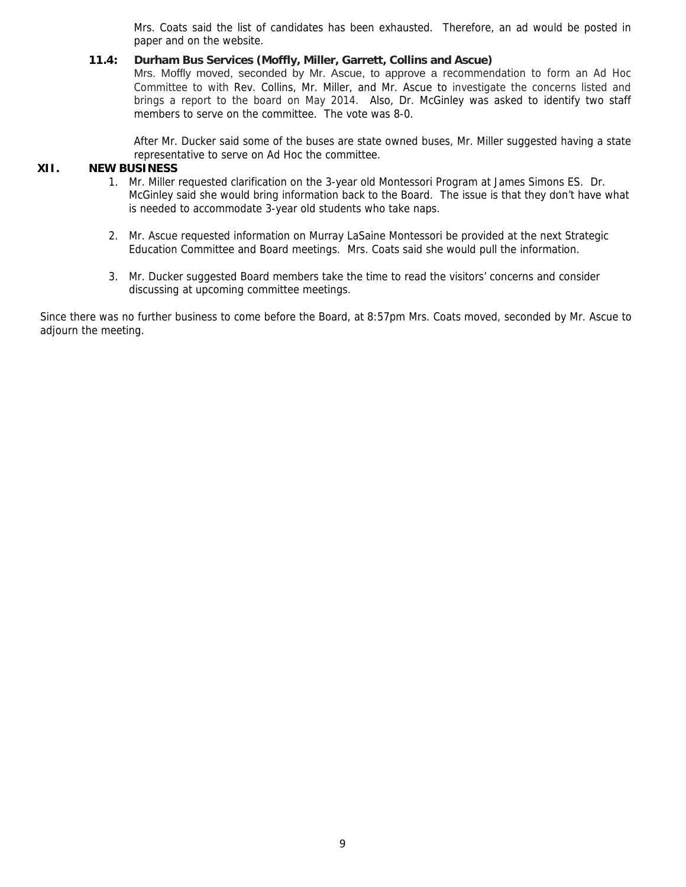Mrs. Coats said the list of candidates has been exhausted. Therefore, an ad would be posted in paper and on the website.

**11.4: Durham Bus Services (Moffly, Miller, Garrett, Collins and Ascue)**

Mrs. Moffly moved, seconded by Mr. Ascue, to approve a recommendation to form an Ad Hoc Committee to with Rev. Collins, Mr. Miller, and Mr. Ascue to investigate the concerns listed and brings a report to the board on May 2014. Also, Dr. McGinley was asked to identify two staff members to serve on the committee. The vote was 8-0.

After Mr. Ducker said some of the buses are state owned buses, Mr. Miller suggested having a state representative to serve on Ad Hoc the committee.

## XII. NEW BUSINESS

1. Mr. Miller requested clarification on the 3-year old Montessori Program at James Simons ES. Dr. McGinley said she would bring information back to the Board. The issue is that they don't have what is needed to accommodate 3-year old students who take naps.

2. Mr. Ascue requested information on Murray LaSaine Montessori be provided at the next Strategic Education Committee and Board meetings. Mrs. Coats said she would pull the information.

3. Mr. Ducker suggested Board members take the time to read the visitors' concerns and consider discussing at upcoming committee meetings.

Since there was no further business to come before the Board, at 8:57pm Mrs. Coats moved, seconded by Mr. Ascue to adjourn the meeting.